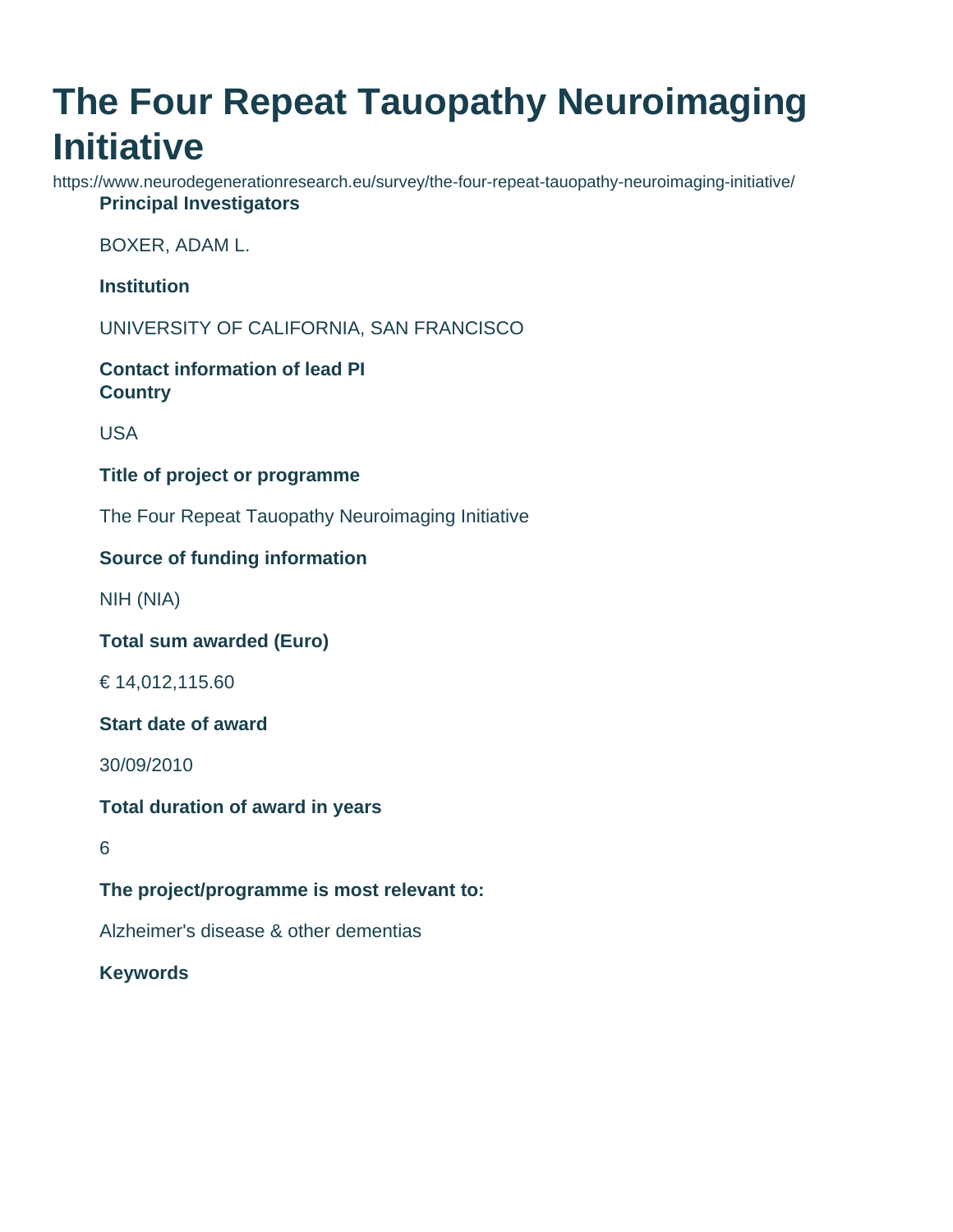# The Four Repeat Tauopathy Neuroimaging Initiative

https://www.neurodegenerationresearch.eu/survey/the-four-repeat-tauopathy-neuroimaging-initiative/

**Principal Investigators**

BOXER, ADAM L.

**Institution**

UNIVERSITY OF CALIFORNIA, SAN FRANCISCO

**Contact information of lead PI**

**Country**

USA

**Title of project or programme**

The Four Repeat Tauopathy Neuroimaging Initiative

**Source of funding information**

NIH (NIA)

**Total sum awarded (Euro)**

€ 14,012,115.60

**Start date of award**

30/09/2010

**Total duration of award in years**

6

**The project/programme is most relevant to:**

Alzheimer's disease & other dementias

**Keywords**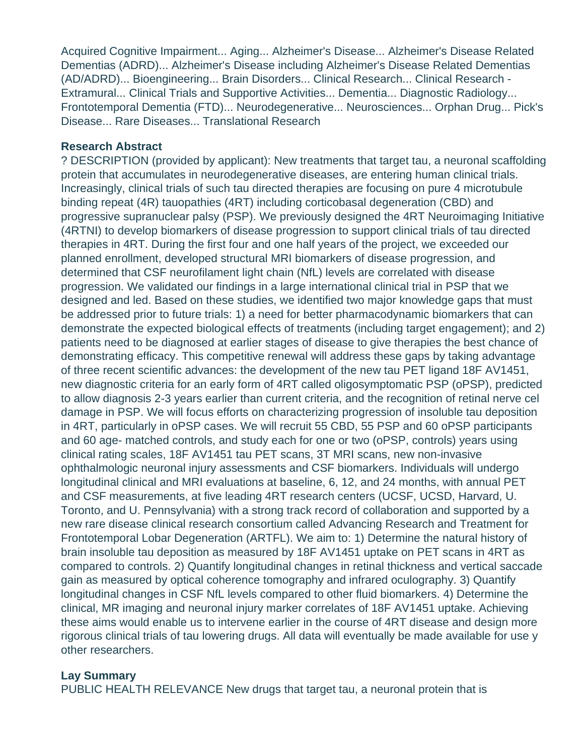Acquired Cognitive Impairment... Aging... Alzheimer's Disease... Alzheimer's Disease Related Dementias (ADRD)... Alzheimer's Disease including Alzheimer's Disease Related Dementias (AD/ADRD)... Bioengineering... Brain Disorders... Clinical Research... Clinical Research - Extramural... Clinical Trials and Supportive Activities... Dementia... Diagnostic Radiology... Frontotemporal Dementia (FTD)... Neurodegenerative... Neurosciences... Orphan Drug... Pick's Disease... Rare Diseases... Translational Research

**Research Abstract**

? DESCRIPTION (provided by applicant): New treatments that target tau, a neuronal scaffolding protein that accumulates in neurodegenerative diseases, are entering human clinical trials. Increasingly, clinical trials of such tau directed therapies are focusing on pure 4 microtubule binding repeat (4R) tauopathies (4RT) including corticobasal degeneration (CBD) and progressive supranuclear palsy (PSP). We previously designed the 4RT Neuroimaging Initiative (4RTNI) to develop biomarkers of disease progression to support clinical trials of tau directed therapies in 4RT. During the first four and one half years of the project, we exceeded our planned enrollment, developed structural MRI biomarkers of disease progression, and determined that CSF neurofilament light chain (NfL) levels are correlated with disease progression. We validated our findings in a large international clinical trial in PSP that we designed and led. Based on these studies, we identified two major knowledge gaps that must be addressed prior to future trials: 1) a need for better pharmacodynamic biomarkers that can demonstrate the expected biological effects of treatments (including target engagement); and 2) patients need to be diagnosed at earlier stages of disease to give therapies the best chance of demonstrating efficacy. This competitive renewal will address these gaps by taking advantage of three recent scientific advances: the development of the new tau PET ligand 18F AV1451, new diagnostic criteria for an early form of 4RT called oligosymptomatic PSP (oPSP), predicted to allow diagnosis 2-3 years earlier than current criteria, and the recognition of retinal nerve cel damage in PSP. We will focus efforts on characterizing progression of insoluble tau deposition in 4RT, particularly in oPSP cases. We will recruit 55 CBD, 55 PSP and 60 oPSP participants and 60 age- matched controls, and study each for one or two (oPSP, controls) years using clinical rating scales, 18F AV1451 tau PET scans, 3T MRI scans, new non-invasive ophthalmologic neuronal injury assessments and CSF biomarkers. Individuals will undergo longitudinal clinical and MRI evaluations at baseline, 6, 12, and 24 months, with annual PET and CSF measurements, at five leading 4RT research centers (UCSF, UCSD, Harvard, U. Toronto, and U. Pennsylvania) with a strong track record of collaboration and supported by a new rare disease clinical research consortium called Advancing Research and Treatment for Frontotemporal Lobar Degeneration (ARTFL). We aim to: 1) Determine the natural history of brain insoluble tau deposition as measured by 18F AV1451 uptake on PET scans in 4RT as compared to controls. 2) Quantify longitudinal changes in retinal thickness and vertical saccade gain as measured by optical coherence tomography and infrared oculography. 3) Quantify longitudinal changes in CSF NfL levels compared to other fluid biomarkers. 4) Determine the clinical, MR imaging and neuronal injury marker correlates of 18F AV1451 uptake. Achieving these aims would enable us to intervene earlier in the course of 4RT disease and design more rigorous clinical trials of tau lowering drugs. All data will eventually be made available for use y other researchers.

**Lay Summary**

PUBLIC HEALTH RELEVANCE New drugs that target tau, a neuronal protein that is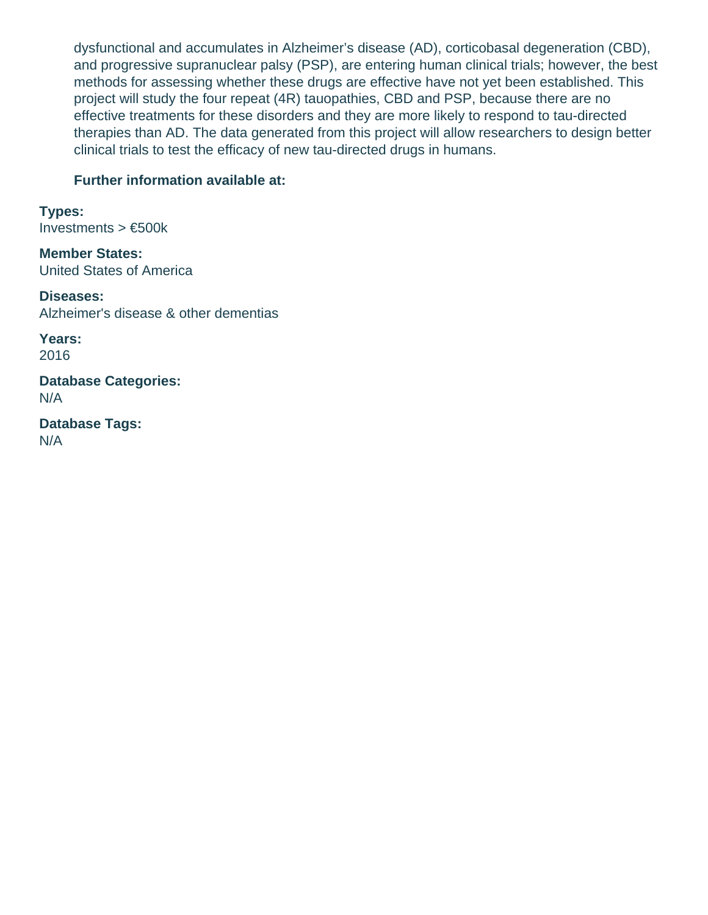dysfunctional and accumulates in Alzheimer's disease (AD), corticobasal degeneration (CBD), and progressive supranuclear palsy (PSP), are entering human clinical trials; however, the best methods for assessing whether these drugs are effective have not yet been established. This project will study the four repeat (4R) tauopathies, CBD and PSP, because there are no effective treatments for these disorders and they are more likely to respond to tau-directed therapies than AD. The data generated from this project will allow researchers to design better clinical trials to test the efficacy of new tau-directed drugs in humans.

**Further information available at:**

**Types:**
Investments > €500k

**Member States:**
United States of America

**Diseases:**
Alzheimer's disease & other dementias

**Years:**
2016

**Database Categories:**
N/A

**Database Tags:**
N/A